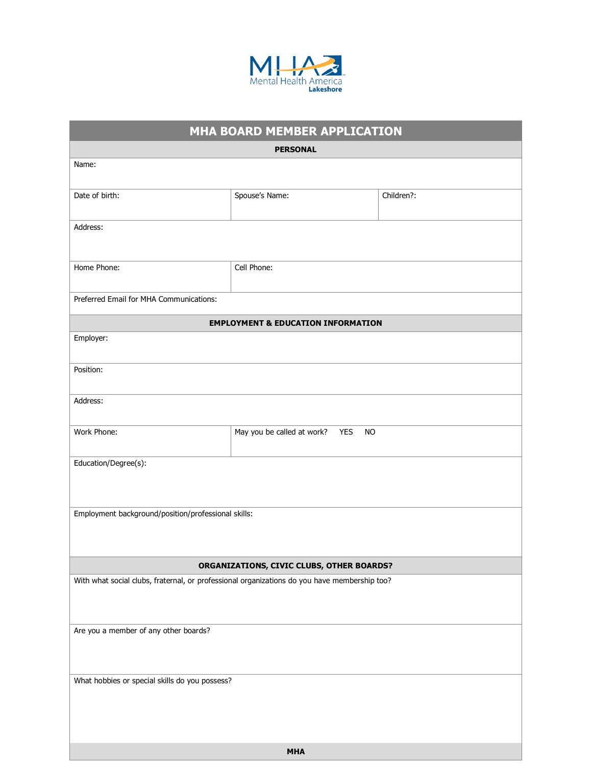Mental Health America Lakeshore

# MHA BOARD MEMBER APPLICATION

## PERSONAL

| Field | | |
|---|---|---|
| Name: | | |
| Date of birth: | Spouse's Name: | Children?: |
| Address: | | |
| Home Phone: | Cell Phone: | |
| Preferred Email for MHA Communications: | | |

## EMPLOYMENT & EDUCATION INFORMATION

| Field | |
|---|---|
| Employer: | |
| Position: | |
| Address: | |
| Work Phone: | May you be called at work? YES NO |
| Education/Degree(s): | |
| Employment background/position/professional skills: | |

## ORGANIZATIONS, CIVIC CLUBS, OTHER BOARDS?

With what social clubs, fraternal, or professional organizations do you have membership too?

Are you a member of any other boards?

What hobbies or special skills do you possess?

## MHA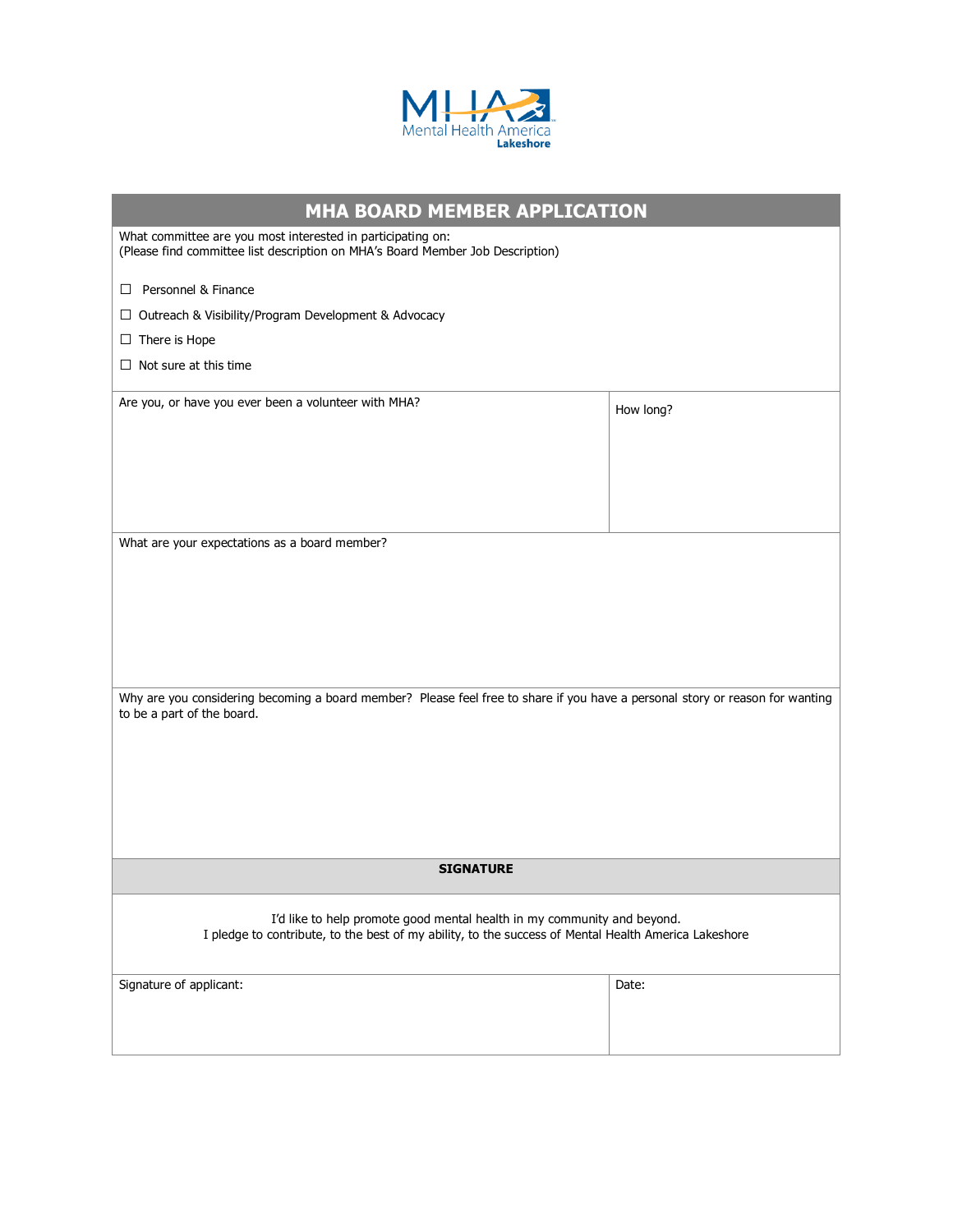MHA Mental Health America Lakeshore

## MHA BOARD MEMBER APPLICATION

What committee are you most interested in participating on:
(Please find committee list description on MHA's Board Member Job Description)

☐ Personnel & Finance

☐ Outreach & Visibility/Program Development & Advocacy

☐ There is Hope

☐ Not sure at this time

| | |
|---|---|
| Are you, or have you ever been a volunteer with MHA? | How long? |

What are your expectations as a board member?

Why are you considering becoming a board member? Please feel free to share if you have a personal story or reason for wanting to be a part of the board.

**SIGNATURE**

I'd like to help promote good mental health in my community and beyond.
I pledge to contribute, to the best of my ability, to the success of Mental Health America Lakeshore

| | |
|---|---|
| Signature of applicant: | Date: |